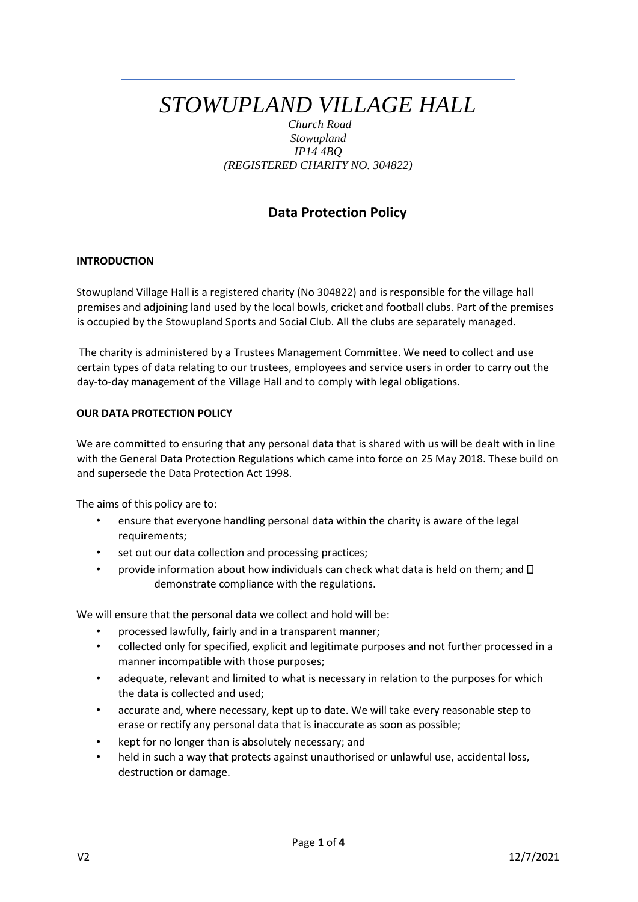# *STOWUPLAND VILLAGE HALL*

*Church Road*
*Stowupland*
*IP14 4BQ*
*(REGISTERED CHARITY NO. 304822)*

## Data Protection Policy

**INTRODUCTION**

Stowupland Village Hall is a registered charity (No 304822) and is responsible for the village hall premises and adjoining land used by the local bowls, cricket and football clubs. Part of the premises is occupied by the Stowupland Sports and Social Club. All the clubs are separately managed.

The charity is administered by a Trustees Management Committee. We need to collect and use certain types of data relating to our trustees, employees and service users in order to carry out the day-to-day management of the Village Hall and to comply with legal obligations.

**OUR DATA PROTECTION POLICY**

We are committed to ensuring that any personal data that is shared with us will be dealt with in line with the General Data Protection Regulations which came into force on 25 May 2018. These build on and supersede the Data Protection Act 1998.

The aims of this policy are to:

- ensure that everyone handling personal data within the charity is aware of the legal requirements;
- set out our data collection and processing practices;
- provide information about how individuals can check what data is held on them; and
- demonstrate compliance with the regulations.

We will ensure that the personal data we collect and hold will be:

- processed lawfully, fairly and in a transparent manner;
- collected only for specified, explicit and legitimate purposes and not further processed in a manner incompatible with those purposes;
- adequate, relevant and limited to what is necessary in relation to the purposes for which the data is collected and used;
- accurate and, where necessary, kept up to date. We will take every reasonable step to erase or rectify any personal data that is inaccurate as soon as possible;
- kept for no longer than is absolutely necessary; and
- held in such a way that protects against unauthorised or unlawful use, accidental loss, destruction or damage.

V2 12/7/2021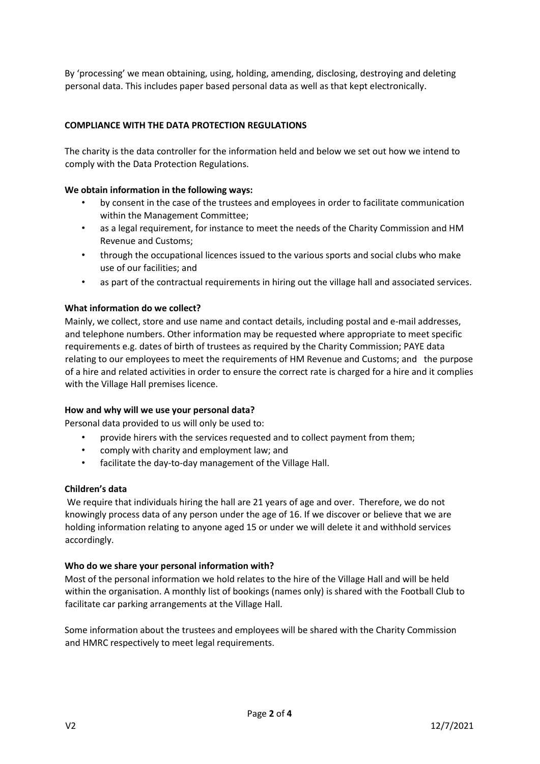By 'processing' we mean obtaining, using, holding, amending, disclosing, destroying and deleting personal data. This includes paper based personal data as well as that kept electronically.

## COMPLIANCE WITH THE DATA PROTECTION REGULATIONS

The charity is the data controller for the information held and below we set out how we intend to comply with the Data Protection Regulations.

### We obtain information in the following ways:

- by consent in the case of the trustees and employees in order to facilitate communication within the Management Committee;
- as a legal requirement, for instance to meet the needs of the Charity Commission and HM Revenue and Customs;
- through the occupational licences issued to the various sports and social clubs who make use of our facilities; and
- as part of the contractual requirements in hiring out the village hall and associated services.

### What information do we collect?

Mainly, we collect, store and use name and contact details, including postal and e-mail addresses, and telephone numbers. Other information may be requested where appropriate to meet specific requirements e.g. dates of birth of trustees as required by the Charity Commission; PAYE data relating to our employees to meet the requirements of HM Revenue and Customs; and the purpose of a hire and related activities in order to ensure the correct rate is charged for a hire and it complies with the Village Hall premises licence.

### How and why will we use your personal data?

Personal data provided to us will only be used to:

- provide hirers with the services requested and to collect payment from them;
- comply with charity and employment law; and
- facilitate the day-to-day management of the Village Hall.

### Children's data

We require that individuals hiring the hall are 21 years of age and over. Therefore, we do not knowingly process data of any person under the age of 16. If we discover or believe that we are holding information relating to anyone aged 15 or under we will delete it and withhold services accordingly.

### Who do we share your personal information with?

Most of the personal information we hold relates to the hire of the Village Hall and will be held within the organisation. A monthly list of bookings (names only) is shared with the Football Club to facilitate car parking arrangements at the Village Hall.

Some information about the trustees and employees will be shared with the Charity Commission and HMRC respectively to meet legal requirements.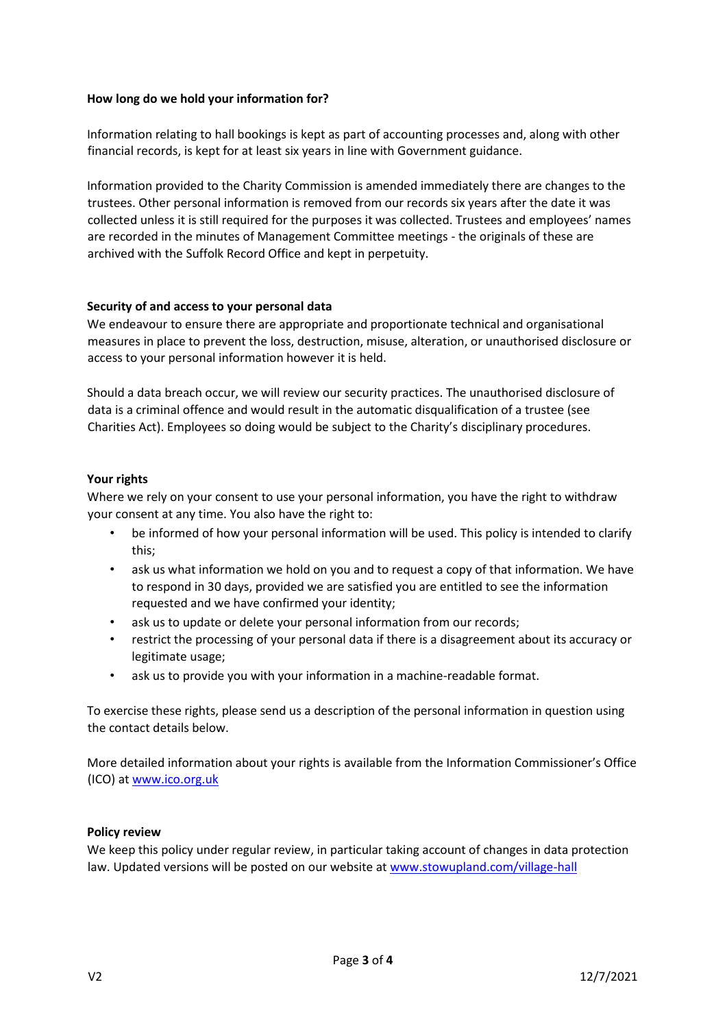**How long do we hold your information for?**

Information relating to hall bookings is kept as part of accounting processes and, along with other financial records, is kept for at least six years in line with Government guidance.

Information provided to the Charity Commission is amended immediately there are changes to the trustees. Other personal information is removed from our records six years after the date it was collected unless it is still required for the purposes it was collected. Trustees and employees' names are recorded in the minutes of Management Committee meetings - the originals of these are archived with the Suffolk Record Office and kept in perpetuity.

**Security of and access to your personal data**

We endeavour to ensure there are appropriate and proportionate technical and organisational measures in place to prevent the loss, destruction, misuse, alteration, or unauthorised disclosure or access to your personal information however it is held.

Should a data breach occur, we will review our security practices. The unauthorised disclosure of data is a criminal offence and would result in the automatic disqualification of a trustee (see Charities Act). Employees so doing would be subject to the Charity's disciplinary procedures.

**Your rights**

Where we rely on your consent to use your personal information, you have the right to withdraw your consent at any time. You also have the right to:

- be informed of how your personal information will be used. This policy is intended to clarify this;
- ask us what information we hold on you and to request a copy of that information. We have to respond in 30 days, provided we are satisfied you are entitled to see the information requested and we have confirmed your identity;
- ask us to update or delete your personal information from our records;
- restrict the processing of your personal data if there is a disagreement about its accuracy or legitimate usage;
- ask us to provide you with your information in a machine-readable format.

To exercise these rights, please send us a description of the personal information in question using the contact details below.

More detailed information about your rights is available from the Information Commissioner's Office (ICO) at www.ico.org.uk

**Policy review**

We keep this policy under regular review, in particular taking account of changes in data protection law. Updated versions will be posted on our website at www.stowupland.com/village-hall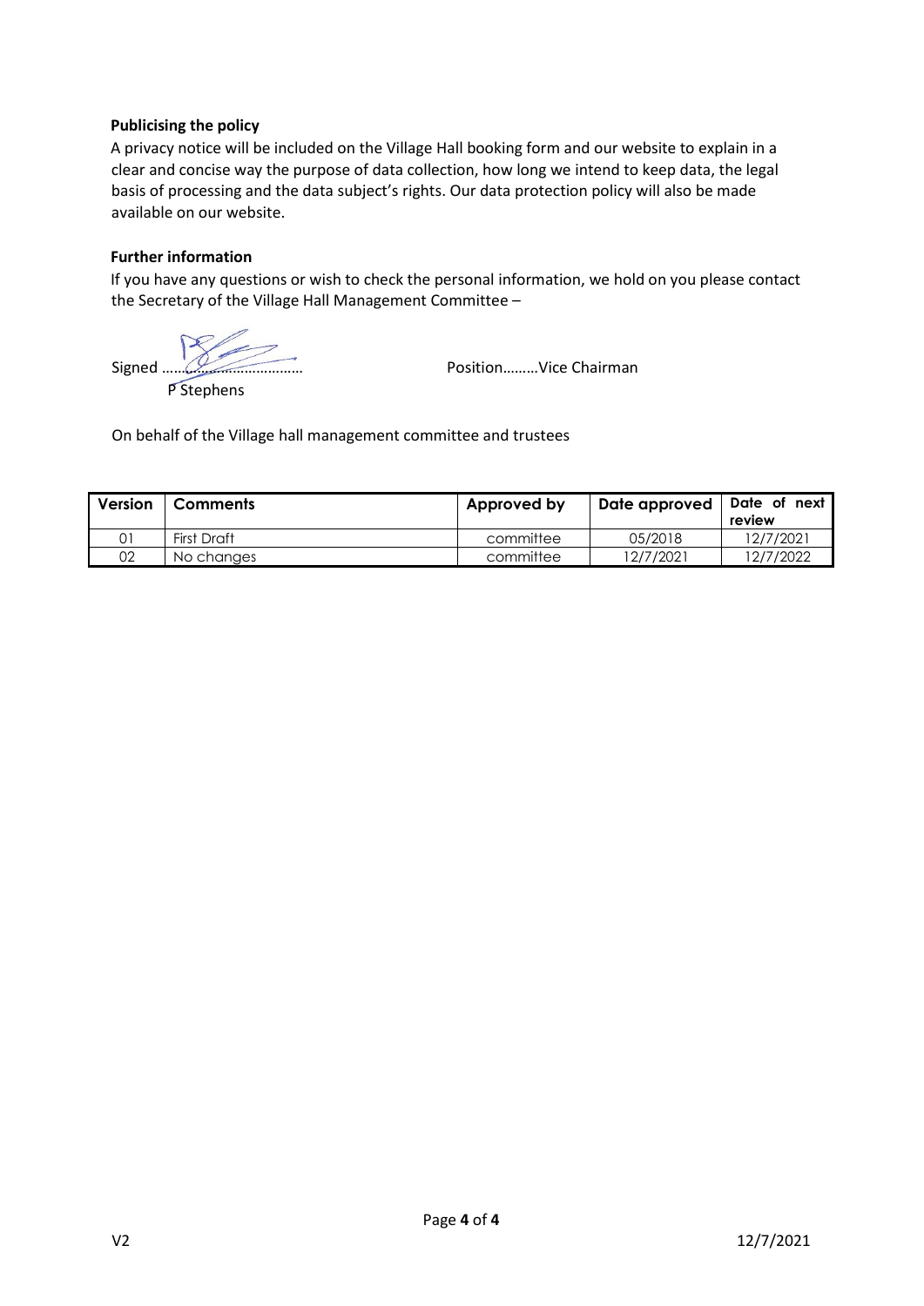**Publicising the policy**

A privacy notice will be included on the Village Hall booking form and our website to explain in a clear and concise way the purpose of data collection, how long we intend to keep data, the legal basis of processing and the data subject's rights. Our data protection policy will also be made available on our website.

**Further information**

If you have any questions or wish to check the personal information, we hold on you please contact the Secretary of the Village Hall Management Committee –

Signed ……………………………… Position………Vice Chairman

P Stephens

On behalf of the Village hall management committee and trustees

| Version | Comments | Approved by | Date approved | Date of next review |
|---|---|---|---|---|
| 01 | First Draft | committee | 05/2018 | 12/7/2021 |
| 02 | No changes | committee | 12/7/2021 | 12/7/2022 |

V2 12/7/2021